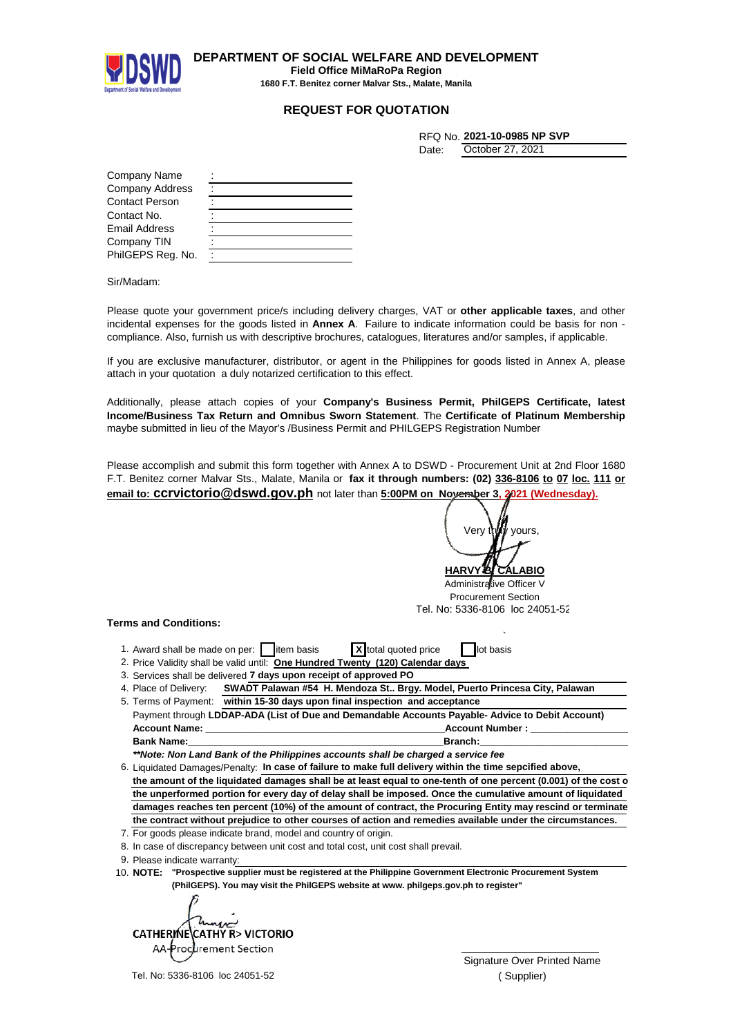# DEPARTMENT OF SOCIAL WELFARE AND DEVELOPMENT

**Field Office MiMaRoPa Region**

**1680 F.T. Benitez corner Malvar Sts., Malate, Manila**

## REQUEST FOR QUOTATION

RFQ No. **2021-10-0985 NP SVP**

Date: October 27, 2021

| | |
|---|---|
| Company Name | : |
| Company Address | : |
| Contact Person | : |
| Contact No. | : |
| Email Address | : |
| Company TIN | : |
| PhilGEPS Reg. No. | : |

Sir/Madam:

Please quote your government price/s including delivery charges, VAT or **other applicable taxes**, and other incidental expenses for the goods listed in **Annex A**. Failure to indicate information could be basis for non - compliance. Also, furnish us with descriptive brochures, catalogues, literatures and/or samples, if applicable.

If you are exclusive manufacturer, distributor, or agent in the Philippines for goods listed in Annex A, please attach in your quotation a duly notarized certification to this effect.

Additionally, please attach copies of your **Company's Business Permit, PhilGEPS Certificate, latest Income/Business Tax Return and Omnibus Sworn Statement**. The **Certificate of Platinum Membership** maybe submitted in lieu of the Mayor's /Business Permit and PHILGEPS Registration Number

Please accomplish and submit this form together with Annex A to DSWD - Procurement Unit at 2nd Floor 1680 F.T. Benitez corner Malvar Sts., Malate, Manila or **fax it through numbers: (02) 336-8106 to 07 loc. 111 or email to: ccrvictorio@dswd.gov.ph** not later than **5:00PM on November 3, 2021 (Wednesday).**

Very truly yours,

**HARVY B. CALABIO**
Administrative Officer V
Procurement Section
Tel. No: 5336-8106 loc 24051-52

**Terms and Conditions:**

1. Award shall be made on per: [ ] item basis [X] total quoted price [ ] lot basis
2. Price Validity shall be valid until: **One Hundred Twenty (120) Calendar days**
3. Services shall be delivered **7 days upon receipt of approved PO**
4. Place of Delivery: **SWADT Palawan #54 H. Mendoza St.. Brgy. Model, Puerto Princesa City, Palawan**
5. Terms of Payment: **within 15-30 days upon final inspection and acceptance**
   Payment through **LDDAP-ADA (List of Due and Demandable Accounts Payable- Advice to Debit Account)**
   **Account Name:** ______________________ **Account Number :** ______________
   **Bank Name:** ______________________ **Branch:** ______________
   ***Note: Non Land Bank of the Philippines accounts shall be charged a service fee*
6. Liquidated Damages/Penalty: **In case of failure to make full delivery within the time sepcified above, the amount of the liquidated damages shall be at least equal to one-tenth of one percent (0.001) of the cost o the unperformed portion for every day of delay shall be imposed. Once the cumulative amount of liquidated damages reaches ten percent (10%) of the amount of contract, the Procuring Entity may rescind or terminate the contract without prejudice to other courses of action and remedies available under the circumstances.**
7. For goods please indicate brand, model and country of origin.
8. In case of discrepancy between unit cost and total cost, unit cost shall prevail.
9. Please indicate warranty:
10. **NOTE: "Prospective supplier must be registered at the Philippine Government Electronic Procurement System (PhilGEPS). You may visit the PhilGEPS website at www. philgeps.gov.ph to register"**

**CATHERINE CATHY R> VICTORIO**
AA-Procurement Section
Tel. No: 5336-8106 loc 24051-52

Signature Over Printed Name
( Supplier)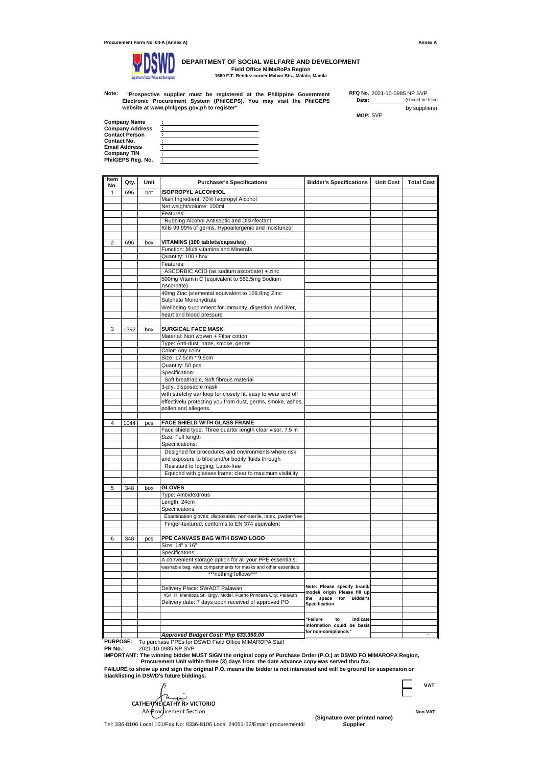Procurement Form No. 04-A (Annex A)

Annex A

# DEPARTMENT OF SOCIAL WELFARE AND DEVELOPMENT

**Field Office MiMaRoPa Region**

**1680 F.T. Benitez corner Malvar Sts., Malate, Manila**

**Note:** **"Prospective supplier must be registered at the Philippine Government Electronic Procurement System (PhilGEPS). You may visit the PhilGEPS website at www.philgeps.gov.ph to register"**

**RFQ No.** 2021-10-0985 NP SVP

**Date:** ______ (should be filled by suppliers)

**MOP:** SVP

**Company Name** :
**Company Address** :
**Contact Person** :
**Contact No.** :
**Email Address** :
**Company TIN** :
**PhilGEPS Reg. No.** :

| Item No. | Qty. | Unit | Purchaser's Specifications | Bidder's Specifications | Unit Cost | Total Cost |
|---|---|---|---|---|---|---|
| 1 | 696 | bot | **ISOPROPYL ALCOHHOL** | | | |
| | | | Main Ingredient: 70% Isopropyl Alcohol | | | |
| | | | Net weight/volume: 100ml | | | |
| | | | Features: | | | |
| | | | Rubbing Alcohol Antiseptic and Disinfectant | | | |
| | | | Kills 99.99% of germs, Hypoallergenic and moisturizer | | | |
| | | | | | | |
| 2 | 696 | box | **VITAMINS (100 tablets/capsules)** | | | |
| | | | Function: Multi vitamins and Minerals | | | |
| | | | Quantity: 100 / box | | | |
| | | | Features: | | | |
| | | | ASCORBIC ACID (as sodium ascorbate) + zinc | | | |
| | | | 500mg Vitamin C (equivalent to 562.5mg Sodium Ascorbate) | | | |
| | | | 40mg Zinc (elemental equivalent to 109.8mg Zinc Sulphate Monohydrate | | | |
| | | | Wellbeing supplement for immunity, digestion and liver, heart and blood pressure | | | |
| | | | | | | |
| 3 | 1392 | box | **SURGICAL FACE MASK** | | | |
| | | | Material: Non wovwn + Filter cotton | | | |
| | | | Type: Anti-dust, haze, smoke, germs | | | |
| | | | Color: Any color | | | |
| | | | Size: 17.5cm * 9.5cm | | | |
| | | | Quantity: 50 pcs | | | |
| | | | Specification: | | | |
| | | | Soft breathable, Soft fibrous material | | | |
| | | | 3-ply, disposable mask | | | |
| | | | with stretchy ear loop for closely fit, easy to wear and off | | | |
| | | | effectivelu protecting you from dust, germs, smoke, ashes, pollen and allegens. | | | |
| | | | | | | |
| 4 | 1044 | pcs | **FACE SHIELD WITH GLASS FRAME** | | | |
| | | | Face shield type: Three quarter length clear visor, 7.5 in | | | |
| | | | Size: Full length | | | |
| | | | Specifications: | | | |
| | | | Designed for procedures and environments where risk | | | |
| | | | and exposure to bloo and/or bodily fluids through | | | |
| | | | Resistant to fogging; Latex-free | | | |
| | | | Equiped with glasses frame; clear fo maximum visibility | | | |
| | | | | | | |
| 5 | 348 | box | **GLOVES** | | | |
| | | | Type: Ambidextrous | | | |
| | | | Length: 24cm | | | |
| | | | Specificatons: | | | |
| | | | Examination gloves, disposable, non-sterile, latex, pwder-free | | | |
| | | | Finger-textured; conforms to EN 374 equivalent | | | |
| | | | | | | |
| 6 | 348 | pcs | **PPE CANVASS BAG WITH DSWD LOGO** | | | |
| | | | Size: 14" x 16" | | | |
| | | | Specificatons: | | | |
| | | | A convenient storage option for all your PPE essentials; | | | |
| | | | washable bag; wide compartments for masks and other essentials | | | |
| | | | ***nothing follows*** | | | |
| | | | | | | |
| | | | Delivery Place: SWADT Palawan | Note: Please specify brand/ model/ origin Please fill up the space for Bidder's Specification | | |
| | | | #54 H. Mendoza St.. Brgy. Model, Puerto Princesa City, Palawan | | | |
| | | | Delivery date: 7 days upon received of approved PO | | | |
| | | | | | | |
| | | | | "Failure to indicate information could be basis for non-compliance." | | |
| | | | ***Approved Budget Cost: Php 633,360.00*** | | | - |

**PURPOSE:** To purchase PPEs for DSWD Field Office MIMAROPA Staff

**PR No.:** 2021-10-0985 NP SVP

**IMPORTANT: The winning bidder MUST SIGN the original copy of Purchase Order (P.O.) at DSWD FO MIMAROPA Region, Procurement Unit within three (3) days from the date advance copy was served thru fax.**

**FAILURE to show up and sign the original P.O. means the bidder is not interested and will be ground for suspension or blacklisting in DSWD's future biddings.**

CATHERINE CATHY R. VICTORIO
AA-Procurement Section

☐ VAT
☐ Non-VAT

**(Signature over printed name)**
**Supplier**

Tel: 336-8106 Local 101/Fax No: 8336-8106 Local 24051-52/Email: procurementd: